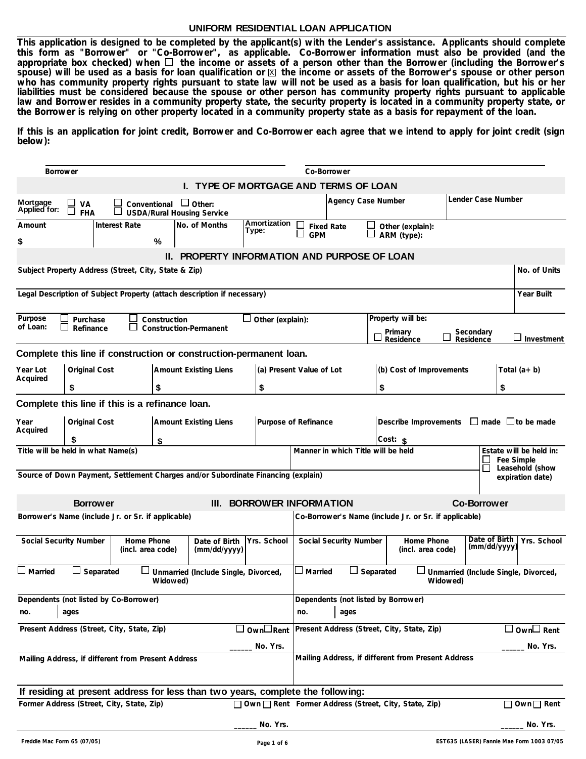# UNIFORM RESIDENTIAL LOAN APPLICATION

**This application is designed to be completed by the applicant(s) with the Lender's assistance. Applicants should complete this form as "Borrower" or "Co-Borrower", as applicable. Co-Borrower information must also be provided (and the appropriate box checked) when ☐ the income or assets of a person other than the Borrower (including the Borrower's spouse) will be used as a basis for loan qualification or ☒ the income or assets of the Borrower's spouse or other person who has community property rights pursuant to state law will not be used as a basis for loan qualification, but his or her liabilities must be considered because the spouse or other person has community property rights pursuant to applicable law and Borrower resides in a community property state, the security property is located in a community property state, or the Borrower is relying on other property located in a community property state as a basis for repayment of the loan.**

**If this is an application for joint credit, Borrower and Co-Borrower each agree that we intend to apply for joint credit (sign below):**

Borrower ________________________ Co-Borrower ________________________

## I. TYPE OF MORTGAGE AND TERMS OF LOAN

| | | | | | |
|---|---|---|---|---|---|
| Mortgage Applied for: ☐ VA ☐ FHA | ☐ Conventional ☐ USDA/Rural Housing Service | ☐ Other: | | Agency Case Number | Lender Case Number |
| Amount $ | Interest Rate % | No. of Months | Amortization Type: | ☐ Fixed Rate ☐ GPM | ☐ Other (explain): ☐ ARM (type): |

## II. PROPERTY INFORMATION AND PURPOSE OF LOAN

| | |
|---|---|
| Subject Property Address (Street, City, State & Zip) | No. of Units |
| Legal Description of Subject Property (attach description if necessary) | Year Built |

Purpose of Loan: ☐ Purchase ☐ Refinance ☐ Construction ☐ Construction-Permanent ☐ Other (explain):

Property will be: ☐ Primary Residence ☐ Secondary Residence ☐ Investment

**Complete this line if construction or construction-permanent loan.**

| Year Lot Acquired | Original Cost | Amount Existing Liens | (a) Present Value of Lot | (b) Cost of Improvements | Total (a+ b) |
|---|---|---|---|---|---|
| | $ | $ | $ | $ | $ |

**Complete this line if this is a refinance loan.**

| Year Acquired | Original Cost | Amount Existing Liens | Purpose of Refinance | Describe Improvements ☐ made ☐ to be made |
|---|---|---|---|---|
| | $ | $ | | Cost: $ |

| | | |
|---|---|---|
| Title will be held in what Name(s) | Manner in which Title will be held | Estate will be held in: ☐ Fee Simple ☐ Leasehold (show expiration date) |
| Source of Down Payment, Settlement Charges and/or Subordinate Financing (explain) | | |

## III. BORROWER INFORMATION

| Borrower | | | | Co-Borrower | | | |
|---|---|---|---|---|---|---|---|
| Borrower's Name (include Jr. or Sr. if applicable) | | | | Co-Borrower's Name (include Jr. or Sr. if applicable) | | | |
| Social Security Number | Home Phone (incl. area code) | Date of Birth (mm/dd/yyyy) | Yrs. School | Social Security Number | Home Phone (incl. area code) | Date of Birth (mm/dd/yyyy) | Yrs. School |
| ☐ Married | ☐ Separated | ☐ Unmarried (Include Single, Divorced, Widowed) | | ☐ Married | ☐ Separated | ☐ Unmarried (Include Single, Divorced, Widowed) | |
| Dependents (not listed by Co-Borrower) no. | ages | | | Dependents (not listed by Borrower) no. | ages | | |
| Present Address (Street, City, State, Zip) | | | ☐ Own ☐ Rent ______ No. Yrs. | Present Address (Street, City, State, Zip) | | | ☐ Own ☐ Rent ______ No. Yrs. |
| Mailing Address, if different from Present Address | | | | Mailing Address, if different from Present Address | | | |

**If residing at present address for less than two years, complete the following:**

| | | | |
|---|---|---|---|
| Former Address (Street, City, State, Zip) | ☐ Own ☐ Rent ______ No. Yrs. | Former Address (Street, City, State, Zip) | ☐ Own ☐ Rent ______ No. Yrs. |

Freddie Mac Form 65 (07/05) EST635 (LASER) Fannie Mae Form 1003 07/05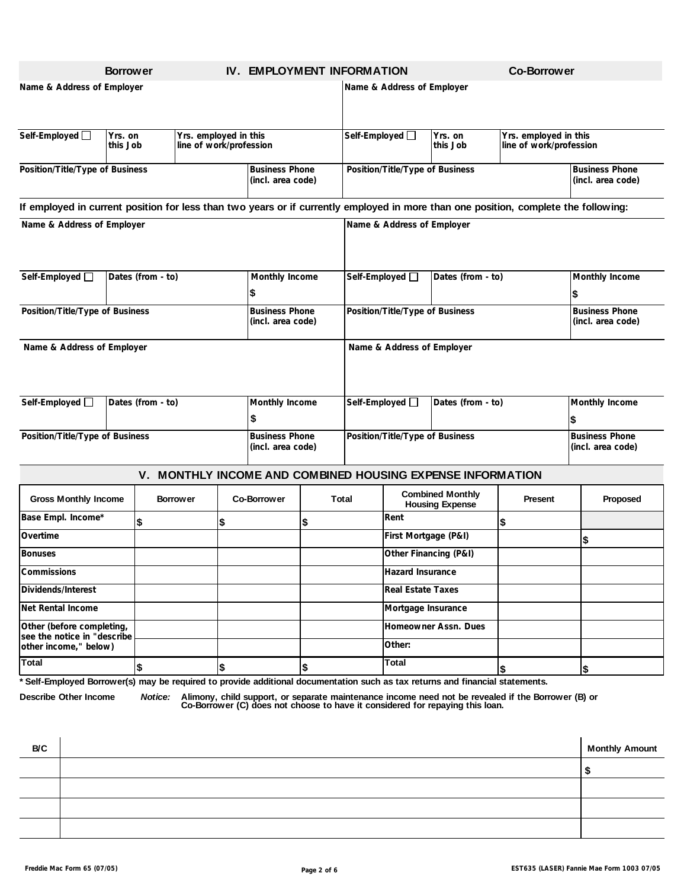## IV. EMPLOYMENT INFORMATION

| Borrower | | | | Co-Borrower | | | |
|---|---|---|---|---|---|---|---|
| Name & Address of Employer | | | | Name & Address of Employer | | | |
| Self-Employed ☐ | Yrs. on this Job | Yrs. employed in this line of work/profession | | Self-Employed ☐ | Yrs. on this Job | Yrs. employed in this line of work/profession | |
| Position/Title/Type of Business | | | Business Phone (incl. area code) | Position/Title/Type of Business | | | Business Phone (incl. area code) |

**If employed in current position for less than two years or if currently employed in more than one position, complete the following:**

| Borrower | | | Co-Borrower | | |
|---|---|---|---|---|---|
| Name & Address of Employer | | | Name & Address of Employer | | |
| Self-Employed ☐ | Dates (from - to) | Monthly Income $ | Self-Employed ☐ | Dates (from - to) | Monthly Income $ |
| Position/Title/Type of Business | | Business Phone (incl. area code) | Position/Title/Type of Business | | Business Phone (incl. area code) |
| Name & Address of Employer | | | Name & Address of Employer | | |
| Self-Employed ☐ | Dates (from - to) | Monthly Income $ | Self-Employed ☐ | Dates (from - to) | Monthly Income $ |
| Position/Title/Type of Business | | Business Phone (incl. area code) | Position/Title/Type of Business | | Business Phone (incl. area code) |

## V. MONTHLY INCOME AND COMBINED HOUSING EXPENSE INFORMATION

| Gross Monthly Income | Borrower | Co-Borrower | Total | Combined Monthly Housing Expense | Present | Proposed |
|---|---|---|---|---|---|---|
| Base Empl. Income* | $ | $ | $ | Rent | $ | |
| Overtime | | | | First Mortgage (P&I) | | $ |
| Bonuses | | | | Other Financing (P&I) | | |
| Commissions | | | | Hazard Insurance | | |
| Dividends/Interest | | | | Real Estate Taxes | | |
| Net Rental Income | | | | Mortgage Insurance | | |
| Other (before completing, see the notice in "describe other income," below) | | | | Homeowner Assn. Dues | | |
| | | | | Other: | | |
| Total | $ | $ | $ | Total | $ | $ |

**\* Self-Employed Borrower(s) may be required to provide additional documentation such as tax returns and financial statements.**

**Describe Other Income** ***Notice:*** **Alimony, child support, or separate maintenance income need not be revealed if the Borrower (B) or Co-Borrower (C) does not choose to have it considered for repaying this loan.**

| B/C | | Monthly Amount |
|---|---|---|
| | | $ |
| | | |
| | | |
| | | |

Freddie Mac Form 65 (07/05) EST635 (LASER) Fannie Mae Form 1003 07/05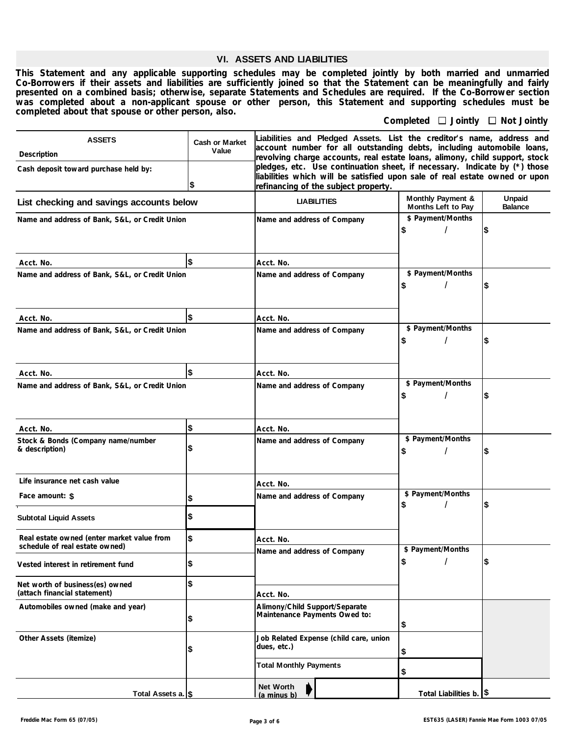## VI. ASSETS AND LIABILITIES

**This Statement and any applicable supporting schedules may be completed jointly by both married and unmarried Co-Borrowers if their assets and liabilities are sufficiently joined so that the Statement can be meaningfully and fairly presented on a combined basis; otherwise, separate Statements and Schedules are required. If the Co-Borrower section was completed about a non-applicant spouse or other person, this Statement and supporting schedules must be completed about that spouse or other person, also.**

**Completed ☐ Jointly ☐ Not Jointly**

| ASSETS Description | Cash or Market Value |
|---|---|
| Cash deposit toward purchase held by: | $ |
| **List checking and savings accounts below** | |
| Name and address of Bank, S&L, or Credit Union<br>Acct. No. | $ |
| Name and address of Bank, S&L, or Credit Union<br>Acct. No. | $ |
| Name and address of Bank, S&L, or Credit Union<br>Acct. No. | $ |
| Name and address of Bank, S&L, or Credit Union<br>Acct. No. | $ |
| Stock & Bonds (Company name/number & description) | $ |
| Life insurance net cash value<br>Face amount: $ | $ |
| Subtotal Liquid Assets | $ |
| Real estate owned (enter market value from schedule of real estate owned) | $ |
| Vested interest in retirement fund | $ |
| Net worth of business(es) owned (attach financial statement) | $ |
| Automobiles owned (make and year) | $ |
| Other Assets (itemize) | $ |
| Total Assets a. | $ |

**Liabilities and Pledged Assets. List the creditor's name, address and account number for all outstanding debts, including automobile loans, revolving charge accounts, real estate loans, alimony, child support, stock pledges, etc. Use continuation sheet, if necessary. Indicate by (*) those liabilities which will be satisfied upon sale of real estate owned or upon refinancing of the subject property.**

| LIABILITIES | Monthly Payment & Months Left to Pay | Unpaid Balance |
|---|---|---|
| Name and address of Company<br>Acct. No. | $ Payment/Months<br>$ / | $ |
| Name and address of Company<br>Acct. No. | $ Payment/Months<br>$ / | $ |
| Name and address of Company<br>Acct. No. | $ Payment/Months<br>$ / | $ |
| Name and address of Company<br>Acct. No. | $ Payment/Months<br>$ / | $ |
| Name and address of Company<br>Acct. No. | $ Payment/Months<br>$ / | $ |
| Name and address of Company<br>Acct. No. | $ Payment/Months<br>$ / | $ |
| Name and address of Company<br>Acct. No. | $ Payment/Months<br>$ / | $ |
| Alimony/Child Support/Separate Maintenance Payments Owed to: | $ | |
| Job Related Expense (child care, union dues, etc.) | $ | |
| Total Monthly Payments | $ | |
| Net Worth (a minus b) | Total Liabilities b. | $ |

Freddie Mac Form 65 (07/05) EST635 (LASER) Fannie Mae Form 1003 07/05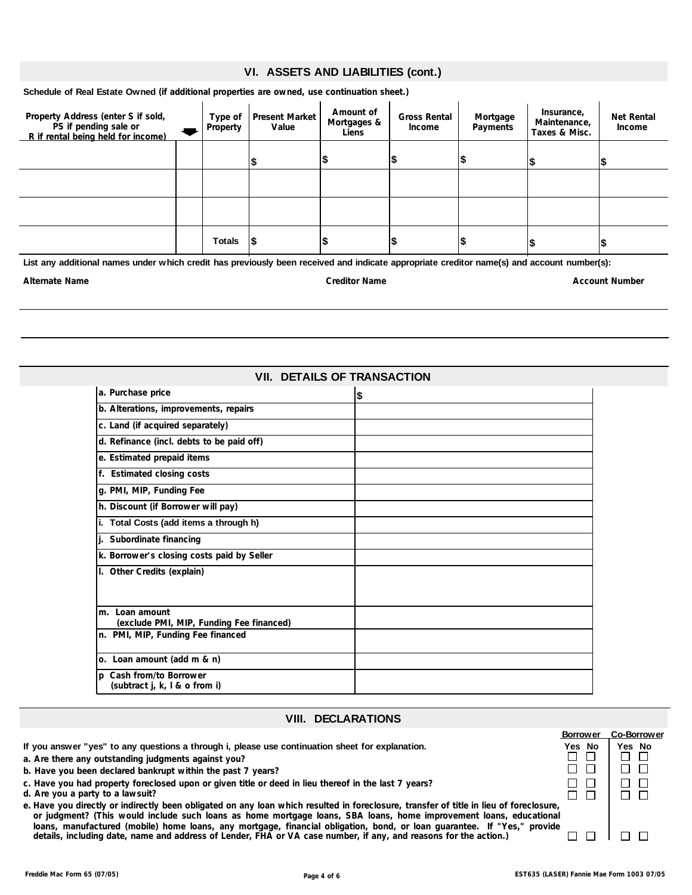## VI. ASSETS AND LIABILITIES (cont.)

**Schedule of Real Estate Owned (if additional properties are owned, use continuation sheet.)**

| Property Address (enter S if sold, PS if pending sale or R if rental being held for income) | | Type of Property | Present Market Value | Amount of Mortgages & Liens | Gross Rental Income | Mortgage Payments | Insurance, Maintenance, Taxes & Misc. | Net Rental Income |
|---|---|---|---|---|---|---|---|---|
| | | | $ | $ | $ | $ | $ | $ |
| | | | | | | | | |
| | | | | | | | | |
| | | Totals | $ | $ | $ | $ | $ | $ |

**List any additional names under which credit has previously been received and indicate appropriate creditor name(s) and account number(s):**

| Alternate Name | Creditor Name | Account Number |
|---|---|---|
| | | |
| | | |

## VII. DETAILS OF TRANSACTION

| | |
|---|---|
| a. Purchase price | $ |
| b. Alterations, improvements, repairs | |
| c. Land (if acquired separately) | |
| d. Refinance (incl. debts to be paid off) | |
| e. Estimated prepaid items | |
| f. Estimated closing costs | |
| g. PMI, MIP, Funding Fee | |
| h. Discount (if Borrower will pay) | |
| i. Total Costs (add items a through h) | |
| j. Subordinate financing | |
| k. Borrower's closing costs paid by Seller | |
| l. Other Credits (explain) | |
| m. Loan amount (exclude PMI, MIP, Funding Fee financed) | |
| n. PMI, MIP, Funding Fee financed | |
| o. Loan amount (add m & n) | |
| p Cash from/to Borrower (subtract j, k, l & o from i) | |

## VIII. DECLARATIONS

| If you answer "yes" to any questions a through i, please use continuation sheet for explanation. | Borrower Yes | Borrower No | Co-Borrower Yes | Co-Borrower No |
|---|---|---|---|---|
| a. Are there any outstanding judgments against you? | ☐ | ☐ | ☐ | ☐ |
| b. Have you been declared bankrupt within the past 7 years? | ☐ | ☐ | ☐ | ☐ |
| c. Have you had property foreclosed upon or given title or deed in lieu thereof in the last 7 years? | ☐ | ☐ | ☐ | ☐ |
| d. Are you a party to a lawsuit? | ☐ | ☐ | ☐ | ☐ |
| e. Have you directly or indirectly been obligated on any loan which resulted in foreclosure, transfer of title in lieu of foreclosure, or judgment? (This would include such loans as home mortgage loans, SBA loans, home improvement loans, educational loans, manufactured (mobile) home loans, any mortgage, financial obligation, bond, or loan guarantee. If "Yes," provide details, including date, name and address of Lender, FHA or VA case number, if any, and reasons for the action.) | ☐ | ☐ | ☐ | ☐ |

Freddie Mac Form 65 (07/05) EST635 (LASER) Fannie Mae Form 1003 07/05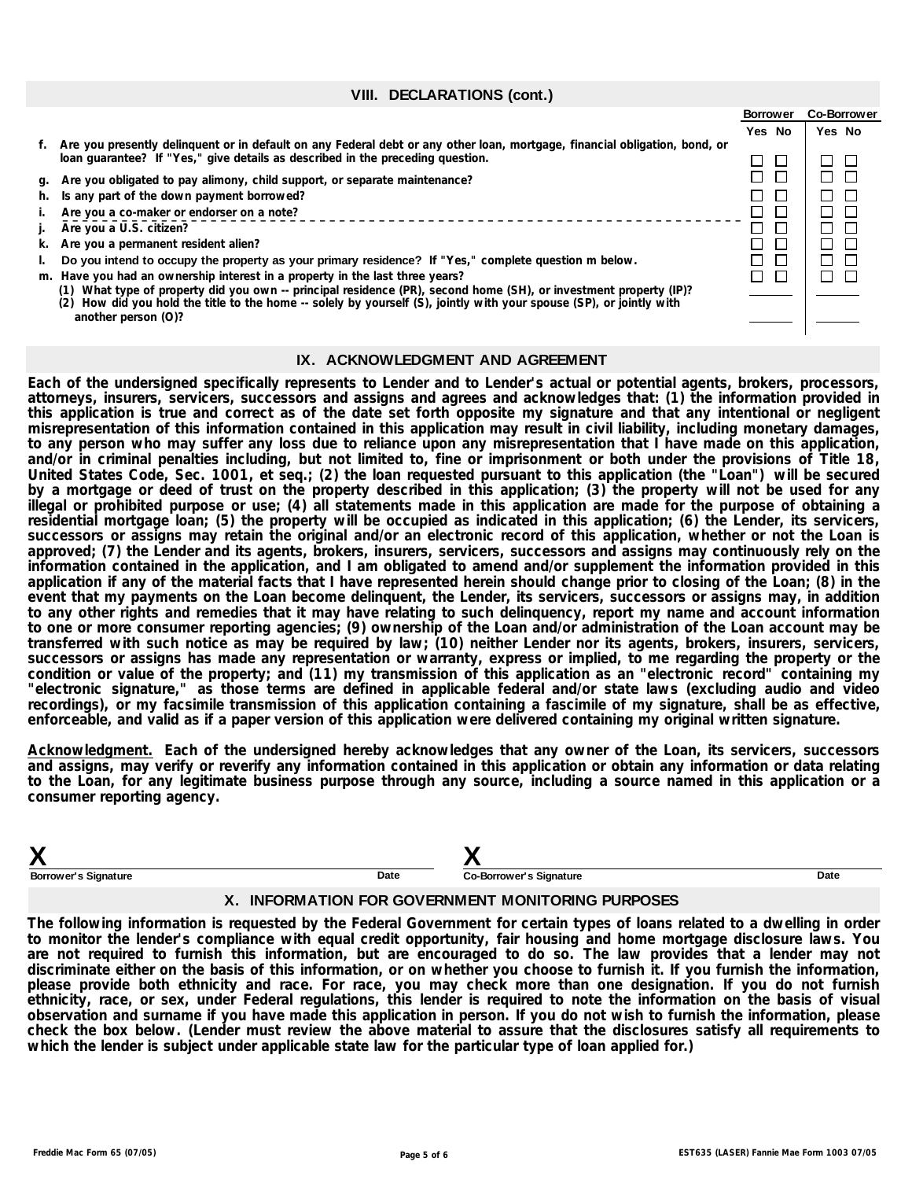## VIII. DECLARATIONS (cont.)

| | Borrower Yes | Borrower No | Co-Borrower Yes | Co-Borrower No |
|---|---|---|---|---|
| f. Are you presently delinquent or in default on any Federal debt or any other loan, mortgage, financial obligation, bond, or loan guarantee? If "Yes," give details as described in the preceding question. | ☐ | ☐ | ☐ | ☐ |
| g. Are you obligated to pay alimony, child support, or separate maintenance? | ☐ | ☐ | ☐ | ☐ |
| h. Is any part of the down payment borrowed? | ☐ | ☐ | ☐ | ☐ |
| i. Are you a co-maker or endorser on a note? | ☐ | ☐ | ☐ | ☐ |
| j. Are you a U.S. citizen? | ☐ | ☐ | ☐ | ☐ |
| k. Are you a permanent resident alien? | ☐ | ☐ | ☐ | ☐ |
| l. Do you intend to occupy the property as your primary residence? If "Yes," complete question m below. | ☐ | ☐ | ☐ | ☐ |
| m. Have you had an ownership interest in a property in the last three years? | ☐ | ☐ | ☐ | ☐ |
| (1) What type of property did you own -- principal residence (PR), second home (SH), or investment property (IP)? | ______ | | ______ | |
| (2) How did you hold the title to the home -- solely by yourself (S), jointly with your spouse (SP), or jointly with another person (O)? | ______ | | ______ | |

## IX. ACKNOWLEDGMENT AND AGREEMENT

**Each of the undersigned specifically represents to Lender and to Lender's actual or potential agents, brokers, processors, attorneys, insurers, servicers, successors and assigns and agrees and acknowledges that: (1) the information provided in this application is true and correct as of the date set forth opposite my signature and that any intentional or negligent misrepresentation of this information contained in this application may result in civil liability, including monetary damages, to any person who may suffer any loss due to reliance upon any misrepresentation that I have made on this application, and/or in criminal penalties including, but not limited to, fine or imprisonment or both under the provisions of Title 18, United States Code, Sec. 1001, et seq.; (2) the loan requested pursuant to this application (the "Loan") will be secured by a mortgage or deed of trust on the property described in this application; (3) the property will not be used for any illegal or prohibited purpose or use; (4) all statements made in this application are made for the purpose of obtaining a residential mortgage loan; (5) the property will be occupied as indicated in this application; (6) the Lender, its servicers, successors or assigns may retain the original and/or an electronic record of this application, whether or not the Loan is approved; (7) the Lender and its agents, brokers, insurers, servicers, successors and assigns may continuously rely on the information contained in the application, and I am obligated to amend and/or supplement the information provided in this application if any of the material facts that I have represented herein should change prior to closing of the Loan; (8) in the event that my payments on the Loan become delinquent, the Lender, its servicers, successors or assigns may, in addition to any other rights and remedies that it may have relating to such delinquency, report my name and account information to one or more consumer reporting agencies; (9) ownership of the Loan and/or administration of the Loan account may be transferred with such notice as may be required by law; (10) neither Lender nor its agents, brokers, insurers, servicers, successors or assigns has made any representation or warranty, express or implied, to me regarding the property or the condition or value of the property; and (11) my transmission of this application as an "electronic record" containing my "electronic signature," as those terms are defined in applicable federal and/or state laws (excluding audio and video recordings), or my facsimile transmission of this application containing a fascimile of my signature, shall be as effective, enforceable, and valid as if a paper version of this application were delivered containing my original written signature.**

**Acknowledgment. Each of the undersigned hereby acknowledges that any owner of the Loan, its servicers, successors and assigns, may verify or reverify any information contained in this application or obtain any information or data relating to the Loan, for any legitimate business purpose through any source, including a source named in this application or a consumer reporting agency.**

| X | | X | |
|---|---|---|---|
| Borrower's Signature | Date | Co-Borrower's Signature | Date |

## X. INFORMATION FOR GOVERNMENT MONITORING PURPOSES

**The following information is requested by the Federal Government for certain types of loans related to a dwelling in order to monitor the lender's compliance with equal credit opportunity, fair housing and home mortgage disclosure laws. You are not required to furnish this information, but are encouraged to do so. The law provides that a lender may not discriminate either on the basis of this information, or on whether you choose to furnish it. If you furnish the information, please provide both ethnicity and race. For race, you may check more than one designation. If you do not furnish ethnicity, race, or sex, under Federal regulations, this lender is required to note the information on the basis of visual observation and surname if you have made this application in person. If you do not wish to furnish the information, please check the box below. (Lender must review the above material to assure that the disclosures satisfy all requirements to which the lender is subject under applicable state law for the particular type of loan applied for.)**

Freddie Mac Form 65 (07/05) EST635 (LASER) Fannie Mae Form 1003 07/05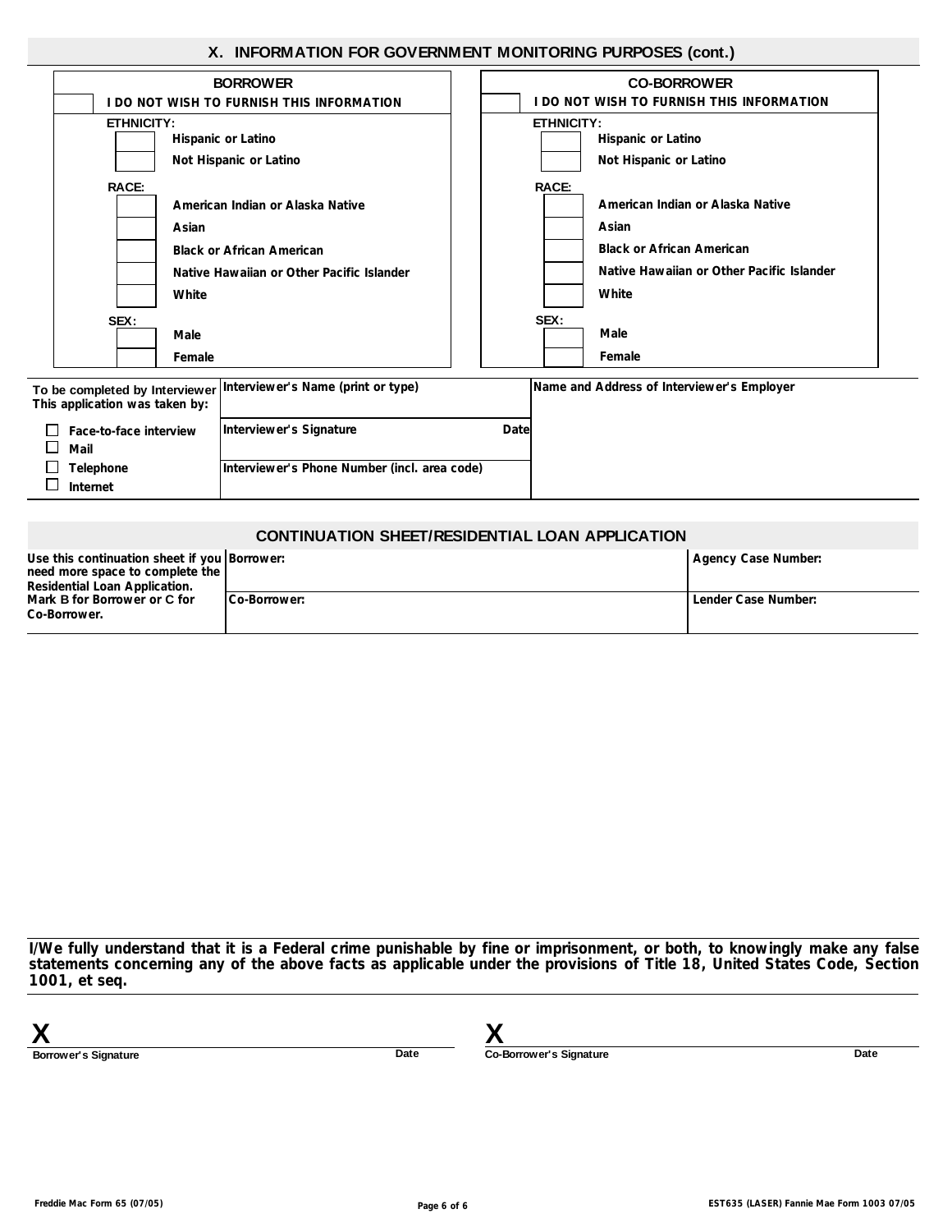## X. INFORMATION FOR GOVERNMENT MONITORING PURPOSES (cont.)

| BORROWER | CO-BORROWER |
|---|---|
| ☐ I DO NOT WISH TO FURNISH THIS INFORMATION | ☐ I DO NOT WISH TO FURNISH THIS INFORMATION |
| **ETHNICITY:** | **ETHNICITY:** |
| ☐ Hispanic or Latino | ☐ Hispanic or Latino |
| ☐ Not Hispanic or Latino | ☐ Not Hispanic or Latino |
| **RACE:** | **RACE:** |
| ☐ American Indian or Alaska Native | ☐ American Indian or Alaska Native |
| ☐ Asian | ☐ Asian |
| ☐ Black or African American | ☐ Black or African American |
| ☐ Native Hawaiian or Other Pacific Islander | ☐ Native Hawaiian or Other Pacific Islander |
| ☐ White | ☐ White |
| **SEX:** | **SEX:** |
| ☐ Male | ☐ Male |
| ☐ Female | ☐ Female |

| To be completed by Interviewer This application was taken by: | Interviewer's Name (print or type) | | Name and Address of Interviewer's Employer |
|---|---|---|---|
| ☐ Face-to-face interview<br>☐ Mail | Interviewer's Signature | Date | |
| ☐ Telephone<br>☐ Internet | Interviewer's Phone Number (incl. area code) | | |

## CONTINUATION SHEET/RESIDENTIAL LOAN APPLICATION

| Use this continuation sheet if you need more space to complete the Residential Loan Application. Mark B for Borrower or C for Co-Borrower. | Borrower: | Agency Case Number: |
|---|---|---|
| | Co-Borrower: | Lender Case Number: |

**I/We fully understand that it is a Federal crime punishable by fine or imprisonment, or both, to knowingly make any false statements concerning any of the above facts as applicable under the provisions of Title 18, United States Code, Section 1001, et seq.**

X ______________________________ Date
Borrower's Signature

X ______________________________ Date
Co-Borrower's Signature

Freddie Mac Form 65 (07/05)

EST635 (LASER) Fannie Mae Form 1003 07/05